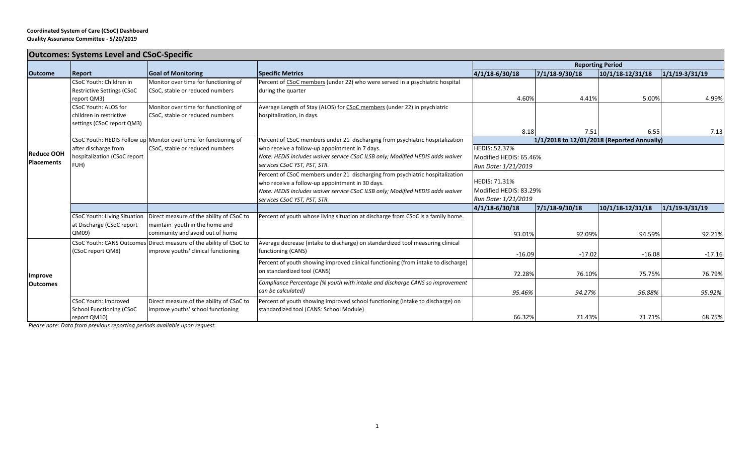**Coordinated System of Care (CSoC) Dashboard**
**Quality Assurance Committee - 5/20/2019**

| **Outcomes: Systems Level and CSoC-Specific** | | | | | | | |
|---|---|---|---|---|---|---|---|
| | | | | **Reporting Period** | | | |
| **Outcome** | **Report** | **Goal of Monitoring** | **Specific Metrics** | **4/1/18-6/30/18** | **7/1/18-9/30/18** | **10/1/18-12/31/18** | **1/1/19-3/31/19** |
| **Reduce OOH Placements** | CSoC Youth: Children in Restrictive Settings (CSoC report QM3) | Monitor over time for functioning of CSoC, stable or reduced numbers | Percent of CSoC members (under 22) who were served in a psychiatric hospital during the quarter | 4.60% | 4.41% | 5.00% | 4.99% |
| | CSoC Youth: ALOS for children in restrictive settings (CSoC report QM3) | Monitor over time for functioning of CSoC, stable or reduced numbers | Average Length of Stay (ALOS) for CSoC members (under 22) in psychiatric hospitalization, in days. | 8.18 | 7.51 | 6.55 | 7.13 |
| | CSoC Youth: HEDIS Follow up after discharge from hospitalization (CSoC report FUH) | Monitor over time for functioning of CSoC, stable or reduced numbers | | **1/1/2018 to 12/01/2018 (Reported Annually)** | | | |
| | | | Percent of CSoC members under 21 discharging from psychiatric hospitalization who receive a follow-up appointment in 7 days. *Note: HEDIS includes waiver service CSoC ILSB only; Modified HEDIS adds waiver services CSoC YST, PST, STR.* | HEDIS: 52.37% Modified HEDIS: 65.46% *Run Date: 1/21/2019* | | | |
| | | | Percent of CSoC members under 21 discharging from psychiatric hospitalization who receive a follow-up appointment in 30 days. *Note: HEDIS includes waiver service CSoC ILSB only; Modified HEDIS adds waiver services CSoC YST, PST, STR.* | HEDIS: 71.31% Modified HEDIS: 83.29% *Run Date: 1/21/2019* | | | |
| | | | | **4/1/18-6/30/18** | **7/1/18-9/30/18** | **10/1/18-12/31/18** | **1/1/19-3/31/19** |
| | CSoC Youth: Living Situation at Discharge (CSoC report QM09) | Direct measure of the ability of CSoC to maintain youth in the home and community and avoid out of home | Percent of youth whose living situation at discharge from CSoC is a family home. | 93.01% | 92.09% | 94.59% | 92.21% |
| **Improve Outcomes** | CSoC Youth: CANS Outcomes (CSoC report QM8) | Direct measure of the ability of CSoC to improve youths' clinical functioning | Average decrease (intake to discharge) on standardized tool measuring clinical functioning (CANS) | -16.09 | -17.02 | -16.08 | -17.16 |
| | | | Percent of youth showing improved clinical functioning (from intake to discharge) on standardized tool (CANS) | 72.28% | 76.10% | 75.75% | 76.79% |
| | | | *Compliance Percentage (% youth with intake and discharge CANS so improvement can be calculated)* | *95.46%* | *94.27%* | *96.88%* | *95.92%* |
| | CSoC Youth: Improved School Functioning (CSoC report QM10) | Direct measure of the ability of CSoC to improve youths' school functioning | Percent of youth showing improved school functioning (intake to discharge) on standardized tool (CANS: School Module) | 66.32% | 71.43% | 71.71% | 68.75% |

*Please note: Data from previous reporting periods available upon request.*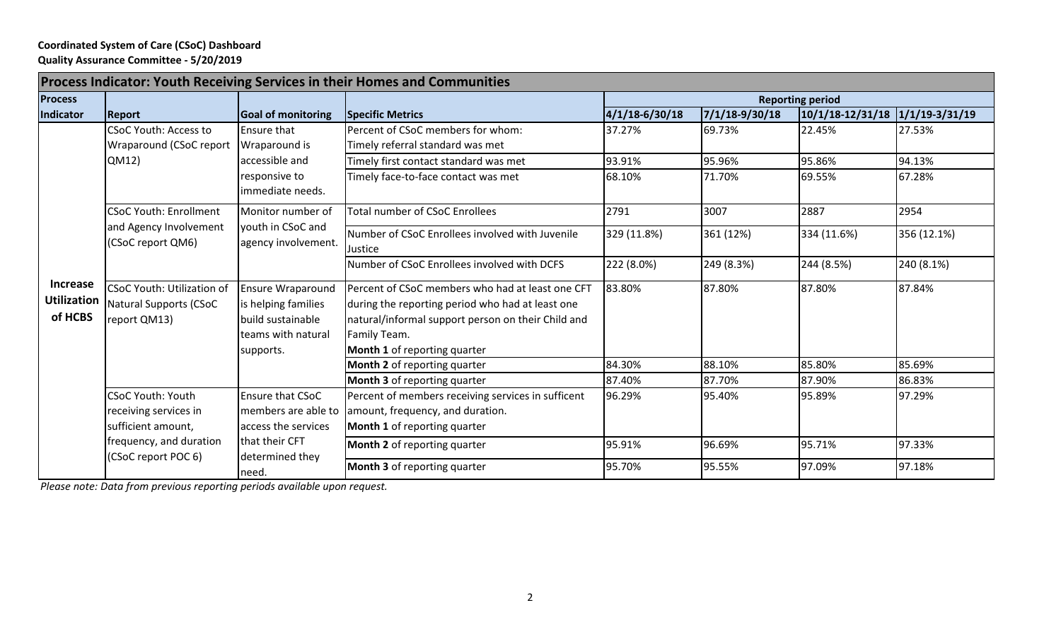**Coordinated System of Care (CSoC) Dashboard**
**Quality Assurance Committee - 5/20/2019**

| Process Indicator: Youth Receiving Services in their Homes and Communities | | | | | | | |
|---|---|---|---|---|---|---|---|
| **Process Indicator** | **Report** | **Goal of monitoring** | **Specific Metrics** | **Reporting period** | | | |
| | | | | **4/1/18-6/30/18** | **7/1/18-9/30/18** | **10/1/18-12/31/18** | **1/1/19-3/31/19** |
| **Increase Utilization of HCBS** | CSoC Youth: Access to Wraparound (CSoC report QM12) | Ensure that Wraparound is accessible and responsive to immediate needs. | Percent of CSoC members for whom: Timely referral standard was met | 37.27% | 69.73% | 22.45% | 27.53% |
| | | | Timely first contact standard was met | 93.91% | 95.96% | 95.86% | 94.13% |
| | | | Timely face-to-face contact was met | 68.10% | 71.70% | 69.55% | 67.28% |
| | CSoC Youth: Enrollment and Agency Involvement (CSoC report QM6) | Monitor number of youth in CSoC and agency involvement. | Total number of CSoC Enrollees | 2791 | 3007 | 2887 | 2954 |
| | | | Number of CSoC Enrollees involved with Juvenile Justice | 329 (11.8%) | 361 (12%) | 334 (11.6%) | 356 (12.1%) |
| | | | Number of CSoC Enrollees involved with DCFS | 222 (8.0%) | 249 (8.3%) | 244 (8.5%) | 240 (8.1%) |
| | CSoC Youth: Utilization of Natural Supports (CSoC report QM13) | Ensure Wraparound is helping families build sustainable teams with natural supports. | Percent of CSoC members who had at least one CFT during the reporting period who had at least one natural/informal support person on their Child and Family Team. **Month 1** of reporting quarter | 83.80% | 87.80% | 87.80% | 87.84% |
| | | | **Month 2** of reporting quarter | 84.30% | 88.10% | 85.80% | 85.69% |
| | | | **Month 3** of reporting quarter | 87.40% | 87.70% | 87.90% | 86.83% |
| | CSoC Youth: Youth receiving services in sufficient amount, frequency, and duration (CSoC report POC 6) | Ensure that CSoC members are able to access the services that their CFT determined they need. | Percent of members receiving services in sufficent amount, frequency, and duration. **Month 1** of reporting quarter | 96.29% | 95.40% | 95.89% | 97.29% |
| | | | **Month 2** of reporting quarter | 95.91% | 96.69% | 95.71% | 97.33% |
| | | | **Month 3** of reporting quarter | 95.70% | 95.55% | 97.09% | 97.18% |

*Please note: Data from previous reporting periods available upon request.*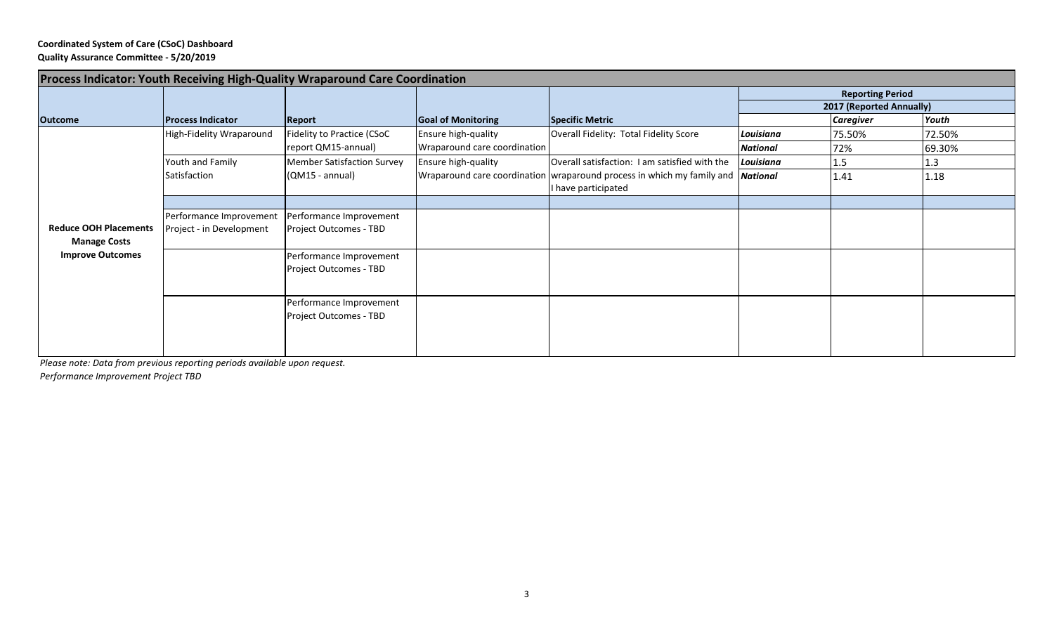**Coordinated System of Care (CSoC) Dashboard**
**Quality Assurance Committee - 5/20/2019**

## Process Indicator: Youth Receiving High-Quality Wraparound Care Coordination

| | | | | | Reporting Period | | |
|---|---|---|---|---|---|---|---|
| | | | | | 2017 (Reported Annually) | | |
| **Outcome** | **Process Indicator** | **Report** | **Goal of Monitoring** | **Specific Metric** | | ***Caregiver*** | ***Youth*** |
| **Reduce OOH Placements Manage Costs Improve Outcomes** | High-Fidelity Wraparound | Fidelity to Practice (CSoC report QM15-annual) | Ensure high-quality Wraparound care coordination | Overall Fidelity: Total Fidelity Score | ***Louisiana*** | 75.50% | 72.50% |
| | | | | | ***National*** | 72% | 69.30% |
| | Youth and Family Satisfaction | Member Satisfaction Survey (QM15 - annual) | Ensure high-quality Wraparound care coordination | Overall satisfaction: I am satisfied with the wraparound process in which my family and I have participated | ***Louisiana*** | 1.5 | 1.3 |
| | | | | | ***National*** | 1.41 | 1.18 |
| | | | | | | | |
| | Performance Improvement Project - in Development | Performance Improvement Project Outcomes - TBD | | | | | |
| | | Performance Improvement Project Outcomes - TBD | | | | | |
| | | Performance Improvement Project Outcomes - TBD | | | | | |

*Please note: Data from previous reporting periods available upon request.*
*Performance Improvement Project TBD*